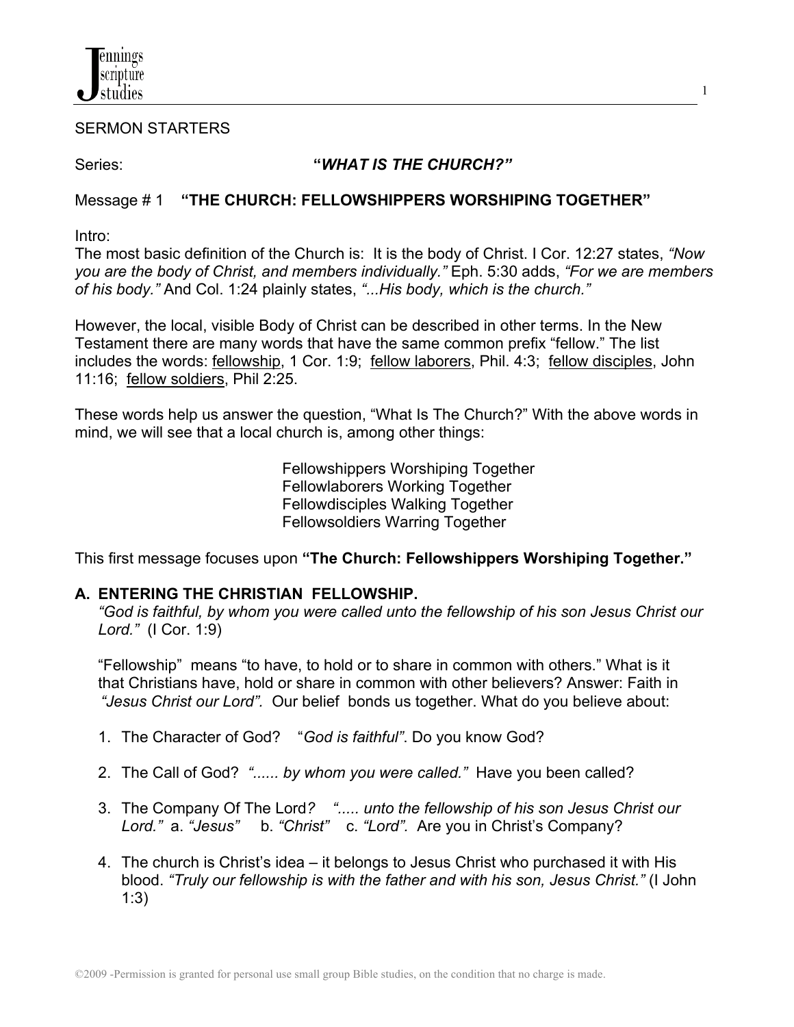SERMON STARTERS

Series: **"*WHAT IS THE CHURCH?*"**

Message # 1 **"THE CHURCH: FELLOWSHIPPERS WORSHIPING TOGETHER"**

Intro:
The most basic definition of the Church is: It is the body of Christ. I Cor. 12:27 states, *"Now you are the body of Christ, and members individually."* Eph. 5:30 adds, *"For we are members of his body."* And Col. 1:24 plainly states, *"...His body, which is the church."*

However, the local, visible Body of Christ can be described in other terms. In the New Testament there are many words that have the same common prefix "fellow." The list includes the words: <u>fellowship</u>, 1 Cor. 1:9; <u>fellow laborers</u>, Phil. 4:3; <u>fellow disciples</u>, John 11:16; <u>fellow soldiers</u>, Phil 2:25.

These words help us answer the question, "What Is The Church?" With the above words in mind, we will see that a local church is, among other things:

Fellowshippers Worshiping Together
Fellowlaborers Working Together
Fellowdisciples Walking Together
Fellowsoldiers Warring Together

This first message focuses upon **"The Church: Fellowshippers Worshiping Together."**

## A. ENTERING THE CHRISTIAN FELLOWSHIP.

*"God is faithful, by whom you were called unto the fellowship of his son Jesus Christ our Lord."* (I Cor. 1:9)

"Fellowship" means "to have, to hold or to share in common with others." What is it that Christians have, hold or share in common with other believers? Answer: Faith in *"Jesus Christ our Lord".* Our belief bonds us together. What do you believe about:

1. The Character of God? "*God is faithful"*. Do you know God?
2. The Call of God? *"...... by whom you were called."* Have you been called?
3. The Company Of The Lord*?* *"..... unto the fellowship of his son Jesus Christ our Lord."* a. *"Jesus"* b. *"Christ"* c. *"Lord".* Are you in Christ's Company?
4. The church is Christ's idea – it belongs to Jesus Christ who purchased it with His blood. *"Truly our fellowship is with the father and with his son, Jesus Christ."* (I John 1:3)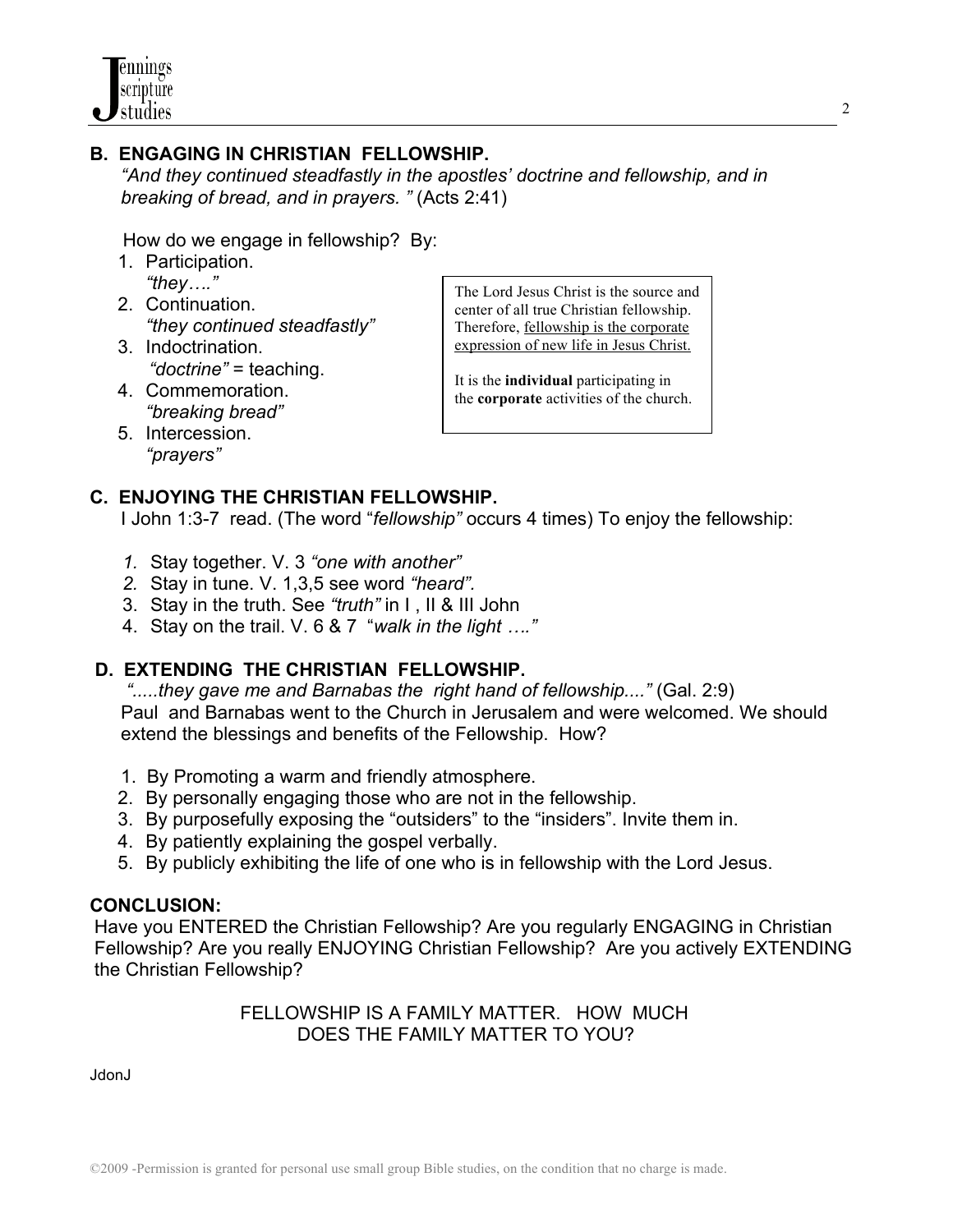## B. ENGAGING IN CHRISTIAN FELLOWSHIP.

*"And they continued steadfastly in the apostles' doctrine and fellowship, and in breaking of bread, and in prayers. "* (Acts 2:41)

How do we engage in fellowship? By:

1. Participation.
   *"they…."*
2. Continuation.
   *"they continued steadfastly"*
3. Indoctrination.
   *"doctrine"* = teaching.
4. Commemoration.
   *"breaking bread"*
5. Intercession.
   *"prayers"*

> The Lord Jesus Christ is the source and center of all true Christian fellowship. Therefore, <u>fellowship is the corporate expression of new life in Jesus Christ.</u>
>
> It is the **individual** participating in the **corporate** activities of the church.

## C. ENJOYING THE CHRISTIAN FELLOWSHIP.

I John 1:3-7 read. (The word "*fellowship"* occurs 4 times) To enjoy the fellowship:

1. Stay together. V. 3 *"one with another"*
2. Stay in tune. V. 1,3,5 see word *"heard".*
3. Stay in the truth. See *"truth"* in I , II & III John
4. Stay on the trail. V. 6 & 7 "*walk in the light …."*

## D. EXTENDING THE CHRISTIAN FELLOWSHIP.

*".....they gave me and Barnabas the right hand of fellowship...."* (Gal. 2:9)
Paul and Barnabas went to the Church in Jerusalem and were welcomed. We should extend the blessings and benefits of the Fellowship. How?

1. By Promoting a warm and friendly atmosphere.
2. By personally engaging those who are not in the fellowship.
3. By purposefully exposing the "outsiders" to the "insiders". Invite them in.
4. By patiently explaining the gospel verbally.
5. By publicly exhibiting the life of one who is in fellowship with the Lord Jesus.

**CONCLUSION:**

Have you ENTERED the Christian Fellowship? Are you regularly ENGAGING in Christian Fellowship? Are you really ENJOYING Christian Fellowship? Are you actively EXTENDING the Christian Fellowship?

FELLOWSHIP IS A FAMILY MATTER. HOW MUCH DOES THE FAMILY MATTER TO YOU?

JdonJ

©2009 -Permission is granted for personal use small group Bible studies, on the condition that no charge is made.